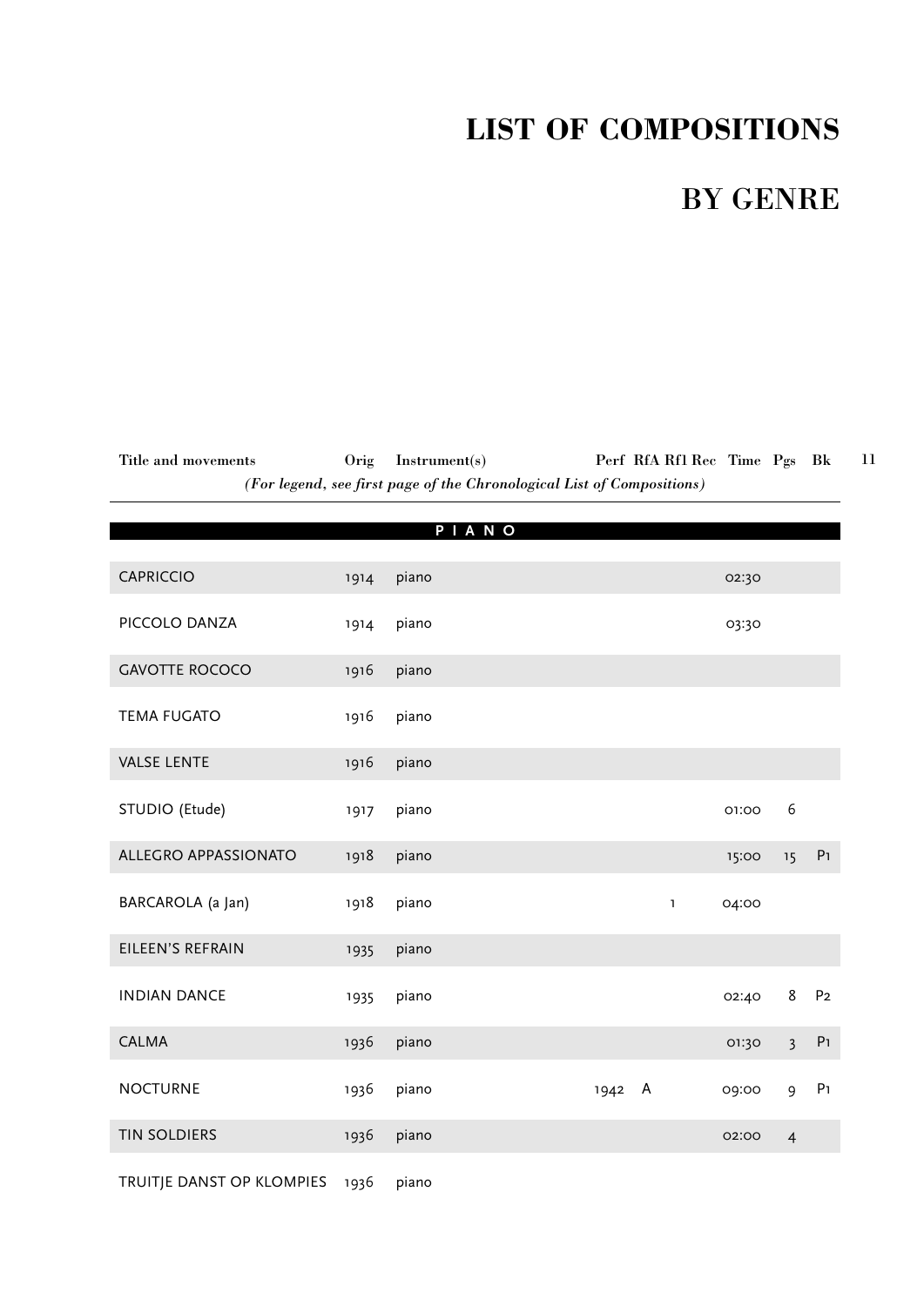# LIST OF COMPOSITIONS

## BY GENRE

*(For legend, see first page of the Chronological List of Compositions)*

| Title and movements | Orig | Instrument(s) | Perf | RfA | Rf1 | Rec | Time | Pgs | Bk |
|---|---|---|---|---|---|---|---|---|---|
| **PIANO** | | | | | | | | | |
| CAPRICCIO | 1914 | piano | | | | | 02:30 | | |
| PICCOLO DANZA | 1914 | piano | | | | | 03:30 | | |
| GAVOTTE ROCOCO | 1916 | piano | | | | | | | |
| TEMA FUGATO | 1916 | piano | | | | | | | |
| VALSE LENTE | 1916 | piano | | | | | | | |
| STUDIO (Etude) | 1917 | piano | | | | | 01:00 | 6 | |
| ALLEGRO APPASSIONATO | 1918 | piano | | | | | 15:00 | 15 | P1 |
| BARCAROLA (a Jan) | 1918 | piano | | | 1 | | 04:00 | | |
| EILEEN'S REFRAIN | 1935 | piano | | | | | | | |
| INDIAN DANCE | 1935 | piano | | | | | 02:40 | 8 | P2 |
| CALMA | 1936 | piano | | | | | 01:30 | 3 | P1 |
| NOCTURNE | 1936 | piano | 1942 | A | | | 09:00 | 9 | P1 |
| TIN SOLDIERS | 1936 | piano | | | | | 02:00 | 4 | |
| TRUITJE DANST OP KLOMPIES | 1936 | piano | | | | | | | |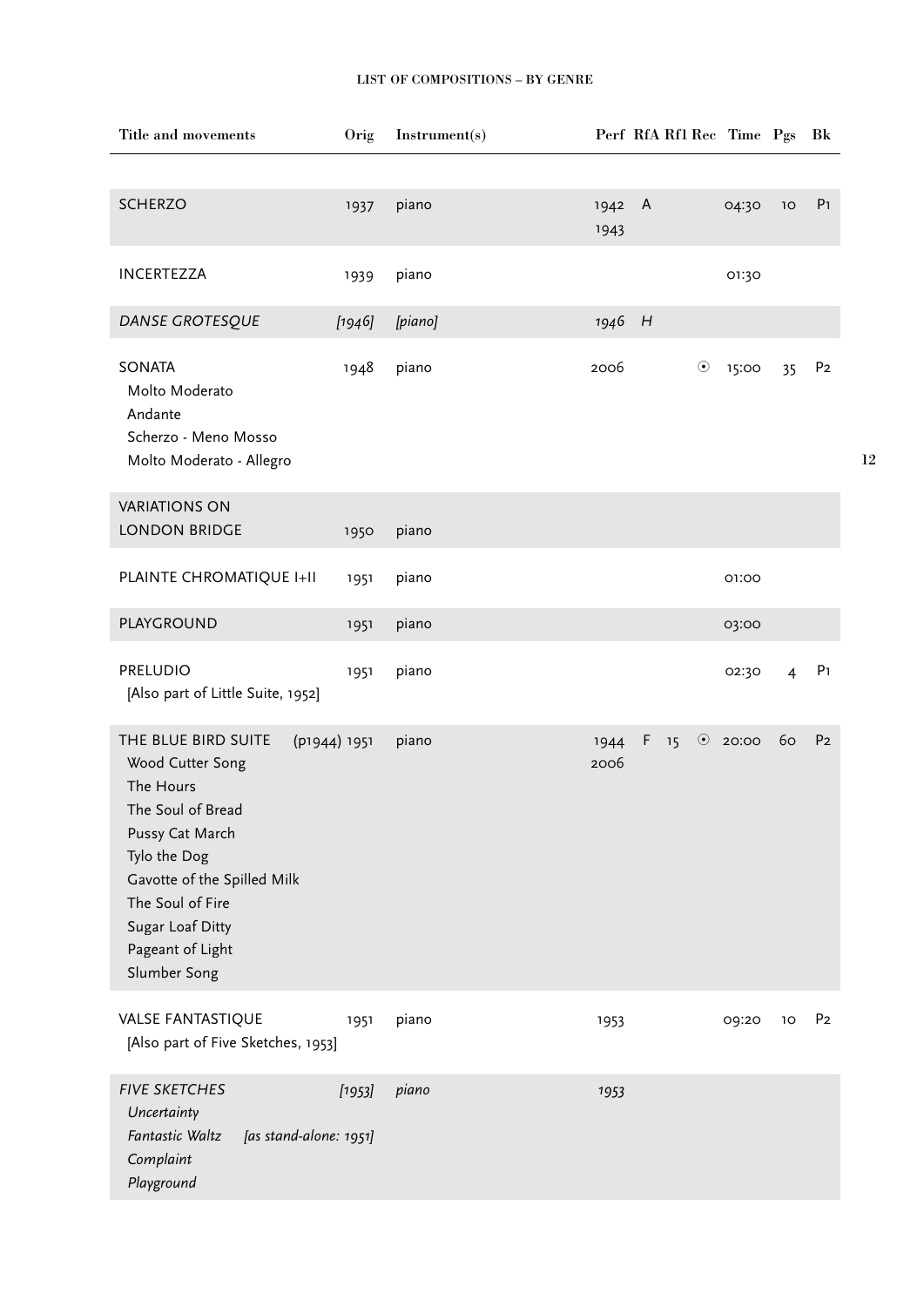| Title and movements | Orig | Instrument(s) | Perf | RfA | Rf1 | Rec | Time | Pgs | Bk |
|---|---|---|---|---|---|---|---|---|---|
| SCHERZO | 1937 | piano | 1942 1943 | A | | | 04:30 | 10 | P1 |
| INCERTEZZA | 1939 | piano | | | | | 01:30 | | |
| *DANSE GROTESQUE* | *[1946]* | *[piano]* | *1946* | *H* | | | | | |
| SONATA<br>Molto Moderato<br>Andante<br>Scherzo - Meno Mosso<br>Molto Moderato - Allegro | 1948 | piano | 2006 | | | ⊙ | 15:00 | 35 | P2 |
| VARIATIONS ON LONDON BRIDGE | 1950 | piano | | | | | | | |
| PLAINTE CHROMATIQUE I+II | 1951 | piano | | | | | 01:00 | | |
| PLAYGROUND | 1951 | piano | | | | | 03:00 | | |
| PRELUDIO<br>[Also part of Little Suite, 1952] | 1951 | piano | | | | | 02:30 | 4 | P1 |
| THE BLUE BIRD SUITE<br>Wood Cutter Song<br>The Hours<br>The Soul of Bread<br>Pussy Cat March<br>Tylo the Dog<br>Gavotte of the Spilled Milk<br>The Soul of Fire<br>Sugar Loaf Ditty<br>Pageant of Light<br>Slumber Song | (p1944) 1951 | piano | 1944 2006 | F | 15 | ⊙ | 20:00 | 60 | P2 |
| VALSE FANTASTIQUE<br>[Also part of Five Sketches, 1953] | 1951 | piano | 1953 | | | | 09:20 | 10 | P2 |
| *FIVE SKETCHES*<br>*Uncertainty*<br>*Fantastic Waltz* *[as stand-alone: 1951]*<br>*Complaint*<br>*Playground* | *[1953]* | *piano* | *1953* | | | | | | |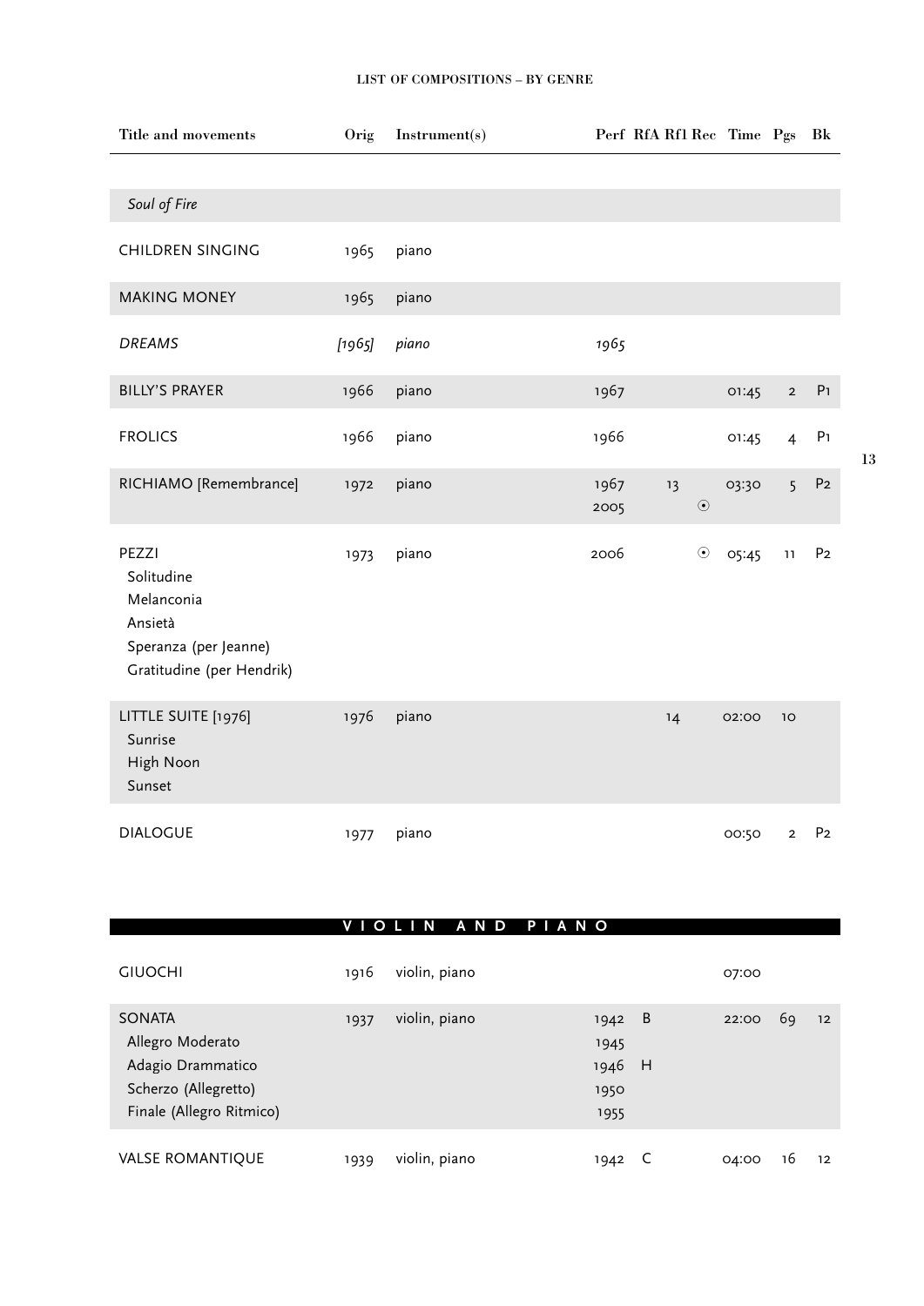| Title and movements | Orig | Instrument(s) | Perf | RfA | Rf1 | Rec | Time | Pgs | Bk |
|---|---|---|---|---|---|---|---|---|---|
| *Soul of Fire* | | | | | | | | | |
| CHILDREN SINGING | 1965 | piano | | | | | | | |
| MAKING MONEY | 1965 | piano | | | | | | | |
| *DREAMS* | *[1965]* | *piano* | *1965* | | | | | | |
| BILLY'S PRAYER | 1966 | piano | 1967 | | | | 01:45 | 2 | P1 |
| FROLICS | 1966 | piano | 1966 | | | | 01:45 | 4 | P1 |
| RICHIAMO [Remembrance] | 1972 | piano | 1967<br>2005 | | 13 | <br>⊙ | 03:30 | 5 | P2 |
| PEZZI<br>Solitudine<br>Melanconia<br>Ansietà<br>Speranza (per Jeanne)<br>Gratitudine (per Hendrik) | 1973 | piano | 2006 | | | ⊙ | 05:45 | 11 | P2 |
| LITTLE SUITE [1976]<br>Sunrise<br>High Noon<br>Sunset | 1976 | piano | | | 14 | | 02:00 | 10 | |
| DIALOGUE | 1977 | piano | | | | | 00:50 | 2 | P2 |

## VIOLIN AND PIANO

| Title and movements | Orig | Instrument(s) | Perf | RfA | Rf1 | Rec | Time | Pgs | Bk |
|---|---|---|---|---|---|---|---|---|---|
| GIUOCHI | 1916 | violin, piano | | | | | 07:00 | | |
| SONATA<br>Allegro Moderato<br>Adagio Drammatico<br>Scherzo (Allegretto)<br>Finale (Allegro Ritmico) | 1937 | violin, piano | 1942<br>1945<br>1946<br>1950<br>1955 | B<br><br>H | | | 22:00 | 69 | 12 |
| VALSE ROMANTIQUE | 1939 | violin, piano | 1942 | C | | | 04:00 | 16 | 12 |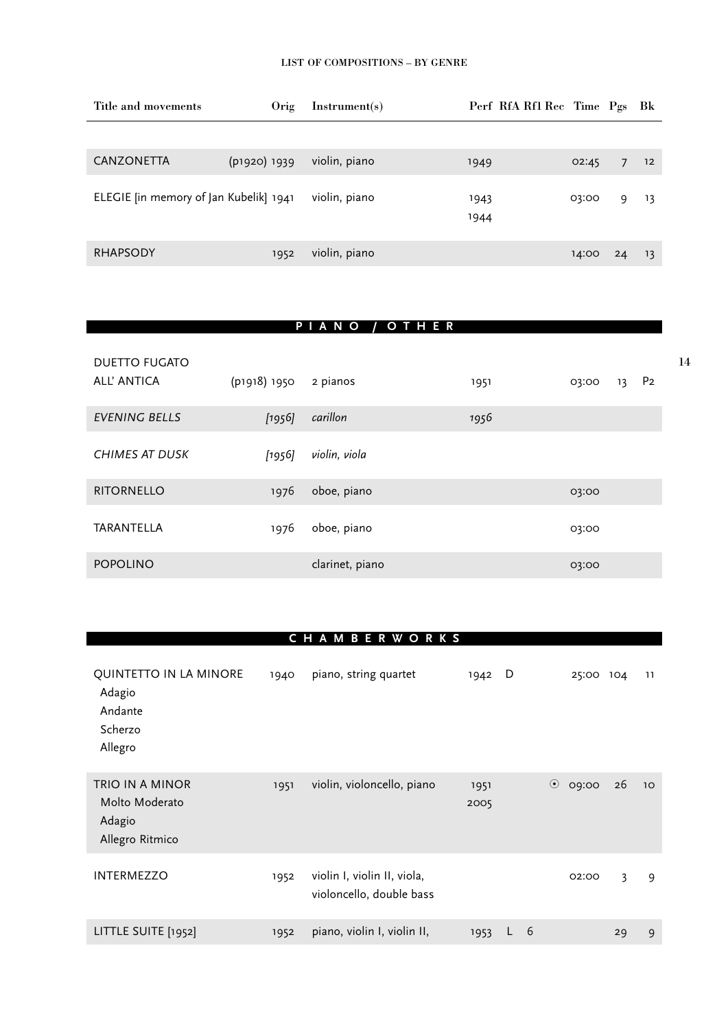| Title and movements | Orig | Instrument(s) | Perf | RfA | Rfl | Rec | Time | Pgs | Bk |
|---|---|---|---|---|---|---|---|---|---|
| CANZONETTA | (p1920) 1939 | violin, piano | 1949 | | | | 02:45 | 7 | 12 |
| ELEGIE [in memory of Jan Kubelik] | 1941 | violin, piano | 1943 1944 | | | | 03:00 | 9 | 13 |
| RHAPSODY | 1952 | violin, piano | | | | | 14:00 | 24 | 13 |

## PIANO / OTHER

| Title and movements | Orig | Instrument(s) | Perf | RfA | Rfl | Rec | Time | Pgs | Bk |
|---|---|---|---|---|---|---|---|---|---|
| DUETTO FUGATO ALL' ANTICA | (p1918) 1950 | 2 pianos | 1951 | | | | 03:00 | 13 | P2 |
| *EVENING BELLS* | *[1956]* | *carillon* | *1956* | | | | | | |
| *CHIMES AT DUSK* | *[1956]* | *violin, viola* | | | | | | | |
| RITORNELLO | 1976 | oboe, piano | | | | | 03:00 | | |
| TARANTELLA | 1976 | oboe, piano | | | | | 03:00 | | |
| POPOLINO | | clarinet, piano | | | | | 03:00 | | |

## CHAMBERWORKS

| Title and movements | Orig | Instrument(s) | Perf | RfA | Rfl | Rec | Time | Pgs | Bk |
|---|---|---|---|---|---|---|---|---|---|
| QUINTETTO IN LA MINORE<br>Adagio<br>Andante<br>Scherzo<br>Allegro | 1940 | piano, string quartet | 1942 | D | | | 25:00 | 104 | 11 |
| TRIO IN A MINOR<br>Molto Moderato<br>Adagio<br>Allegro Ritmico | 1951 | violin, violoncello, piano | 1951 2005 | | | ⊙ | 09:00 | 26 | 10 |
| INTERMEZZO | 1952 | violin I, violin II, viola, violoncello, double bass | | | | | 02:00 | 3 | 9 |
| LITTLE SUITE [1952] | 1952 | piano, violin I, violin II, | 1953 | L | 6 | | | 29 | 9 |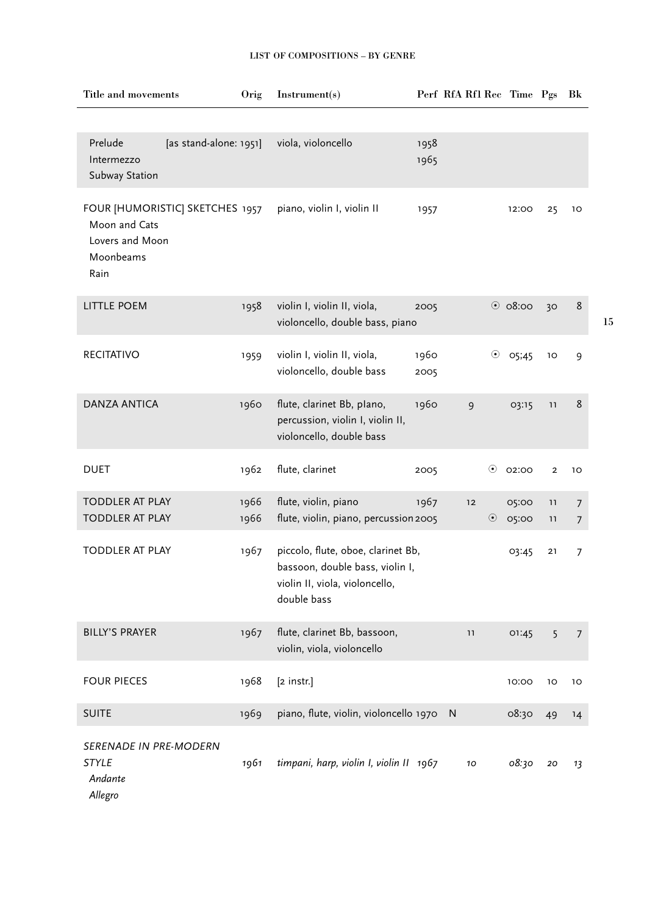| Title and movements | Orig | Instrument(s) | Perf | RfA | Rf1 | Rec | Time | Pgs | Bk |
|---|---|---|---|---|---|---|---|---|---|
| Prelude [as stand-alone: 1951]<br>Intermezzo<br>Subway Station | | viola, violoncello | 1958<br>1965 | | | | | | |
| FOUR [HUMORISTIC] SKETCHES<br>Moon and Cats<br>Lovers and Moon<br>Moonbeams<br>Rain | 1957 | piano, violin I, violin II | 1957 | | | | 12:00 | 25 | 10 |
| LITTLE POEM | 1958 | violin I, violin II, viola, violoncello, double bass, piano | 2005 | | | ⊙ | 08:00 | 30 | 8 |
| RECITATIVO | 1959 | violin I, violin II, viola, violoncello, double bass | 1960<br>2005 | | | ⊙ | 05;45 | 10 | 9 |
| DANZA ANTICA | 1960 | flute, clarinet Bb, piano, percussion, violin I, violin II, violoncello, double bass | 1960 | | 9 | | 03:15 | 11 | 8 |
| DUET | 1962 | flute, clarinet | 2005 | | | ⊙ | 02:00 | 2 | 10 |
| TODDLER AT PLAY | 1966 | flute, violin, piano | 1967 | | 12 | | 05:00 | 11 | 7 |
| TODDLER AT PLAY | 1966 | flute, violin, piano, percussion | 2005 | | | ⊙ | 05:00 | 11 | 7 |
| TODDLER AT PLAY | 1967 | piccolo, flute, oboe, clarinet Bb, bassoon, double bass, violin I, violin II, viola, violoncello, double bass | | | | | 03:45 | 21 | 7 |
| BILLY'S PRAYER | 1967 | flute, clarinet Bb, bassoon, violin, viola, violoncello | | | 11 | | 01:45 | 5 | 7 |
| FOUR PIECES | 1968 | [2 instr.] | | | | | 10:00 | 10 | 10 |
| SUITE | 1969 | piano, flute, violin, violoncello | 1970 | N | | | 08:30 | 49 | 14 |
| *SERENADE IN PRE-MODERN STYLE*<br>*Andante*<br>*Allegro* | *1961* | *timpani, harp, violin I, violin II* | *1967* | | *10* | | *08:30* | *20* | *13* |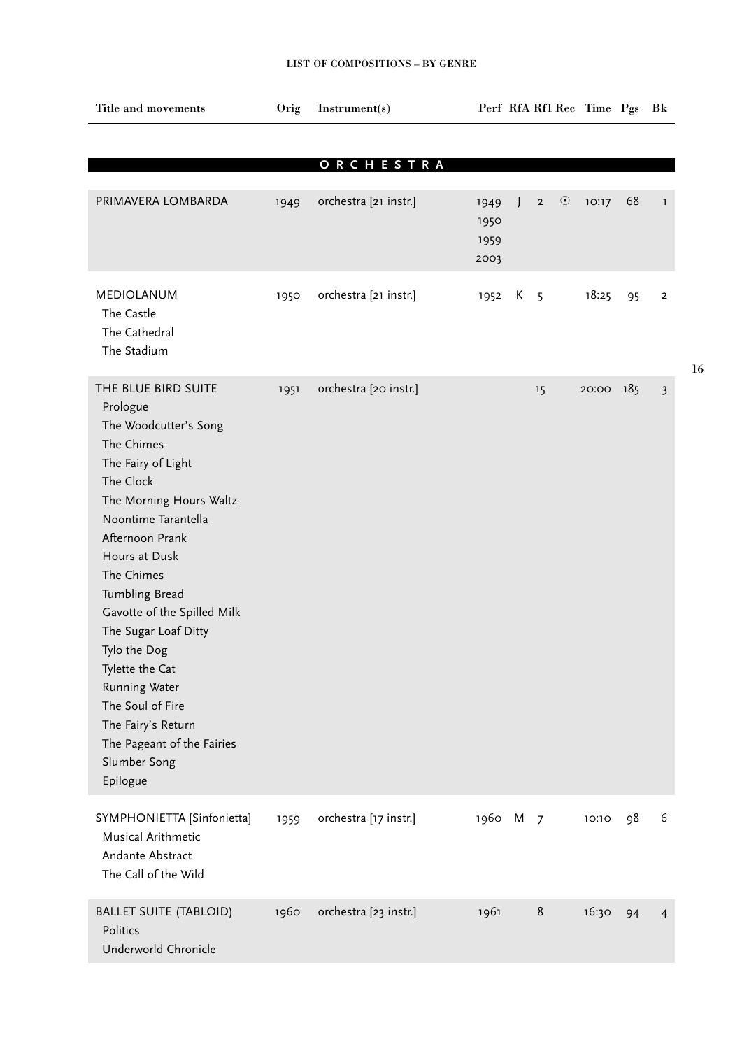| Title and movements | Orig | Instrument(s) | Perf | RfA | Rf1 | Rec | Time | Pgs | Bk |
|---|---|---|---|---|---|---|---|---|---|
| **ORCHESTRA** | | | | | | | | | |
| PRIMAVERA LOMBARDA | 1949 | orchestra [21 instr.] | 1949<br>1950<br>1959<br>2003 | J | 2 | ⊙ | 10:17 | 68 | 1 |
| MEDIOLANUM<br>The Castle<br>The Cathedral<br>The Stadium | 1950 | orchestra [21 instr.] | 1952 | K | 5 | | 18:25 | 95 | 2 |
| THE BLUE BIRD SUITE<br>Prologue<br>The Woodcutter's Song<br>The Chimes<br>The Fairy of Light<br>The Clock<br>The Morning Hours Waltz<br>Noontime Tarantella<br>Afternoon Prank<br>Hours at Dusk<br>The Chimes<br>Tumbling Bread<br>Gavotte of the Spilled Milk<br>The Sugar Loaf Ditty<br>Tylo the Dog<br>Tylette the Cat<br>Running Water<br>The Soul of Fire<br>The Fairy's Return<br>The Pageant of the Fairies<br>Slumber Song<br>Epilogue | 1951 | orchestra [20 instr.] | | | 15 | | 20:00 | 185 | 3 |
| SYMPHONIETTA [Sinfonietta]<br>Musical Arithmetic<br>Andante Abstract<br>The Call of the Wild | 1959 | orchestra [17 instr.] | 1960 | M | 7 | | 10:10 | 98 | 6 |
| BALLET SUITE (TABLOID)<br>Politics<br>Underworld Chronicle | 1960 | orchestra [23 instr.] | 1961 | | 8 | | 16:30 | 94 | 4 |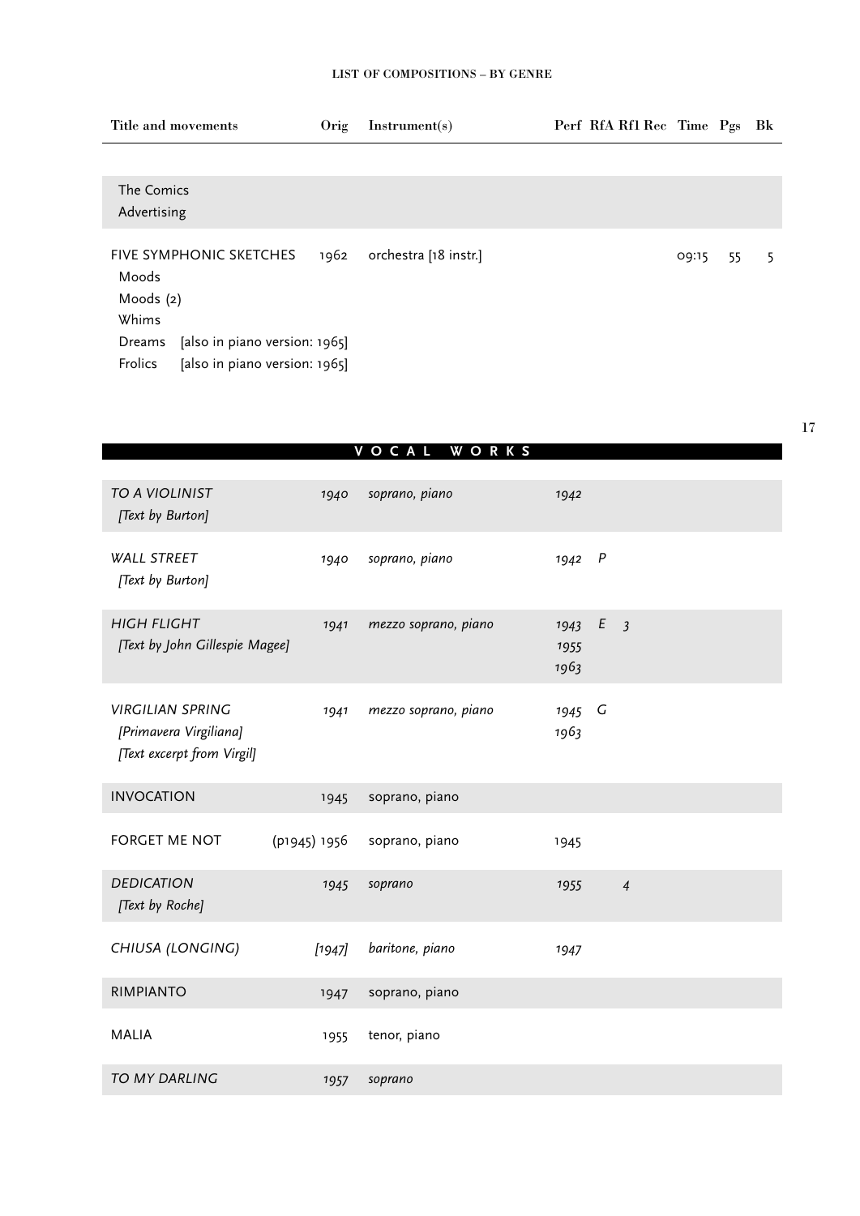LIST OF COMPOSITIONS – BY GENRE

| Title and movements | Orig | Instrument(s) | Perf | RfA | Rf1 | Rec | Time | Pgs | Bk |
|---|---|---|---|---|---|---|---|---|---|
| The Comics<br>Advertising | | | | | | | | | |
| FIVE SYMPHONIC SKETCHES<br>Moods<br>Moods (2)<br>Whims<br>Dreams [also in piano version: 1965]<br>Frolics [also in piano version: 1965] | 1962 | orchestra [18 instr.] | | | | | 09:15 | 55 | 5 |

## VOCAL WORKS

| Title and movements | Orig | Instrument(s) | Perf | RfA | Rf1 | Rec | Time | Pgs | Bk |
|---|---|---|---|---|---|---|---|---|---|
| *TO A VIOLINIST*<br>*[Text by Burton]* | *1940* | *soprano, piano* | *1942* | | | | | | |
| *WALL STREET*<br>*[Text by Burton]* | *1940* | *soprano, piano* | *1942* | *P* | | | | | |
| *HIGH FLIGHT*<br>*[Text by John Gillespie Magee]* | *1941* | *mezzo soprano, piano* | *1943*<br>*1955*<br>*1963* | *E* | *3* | | | | |
| *VIRGILIAN SPRING*<br>*[Primavera Virgiliana]*<br>*[Text excerpt from Virgil]* | *1941* | *mezzo soprano, piano* | *1945*<br>*1963* | *G* | | | | | |
| INVOCATION | 1945 | soprano, piano | | | | | | | |
| FORGET ME NOT | (p1945) 1956 | soprano, piano | 1945 | | | | | | |
| *DEDICATION*<br>*[Text by Roche]* | *1945* | *soprano* | *1955* | | *4* | | | | |
| *CHIUSA (LONGING)* | *[1947]* | *baritone, piano* | *1947* | | | | | | |
| RIMPIANTO | 1947 | soprano, piano | | | | | | | |
| MALIA | 1955 | tenor, piano | | | | | | | |
| *TO MY DARLING* | *1957* | *soprano* | | | | | | | |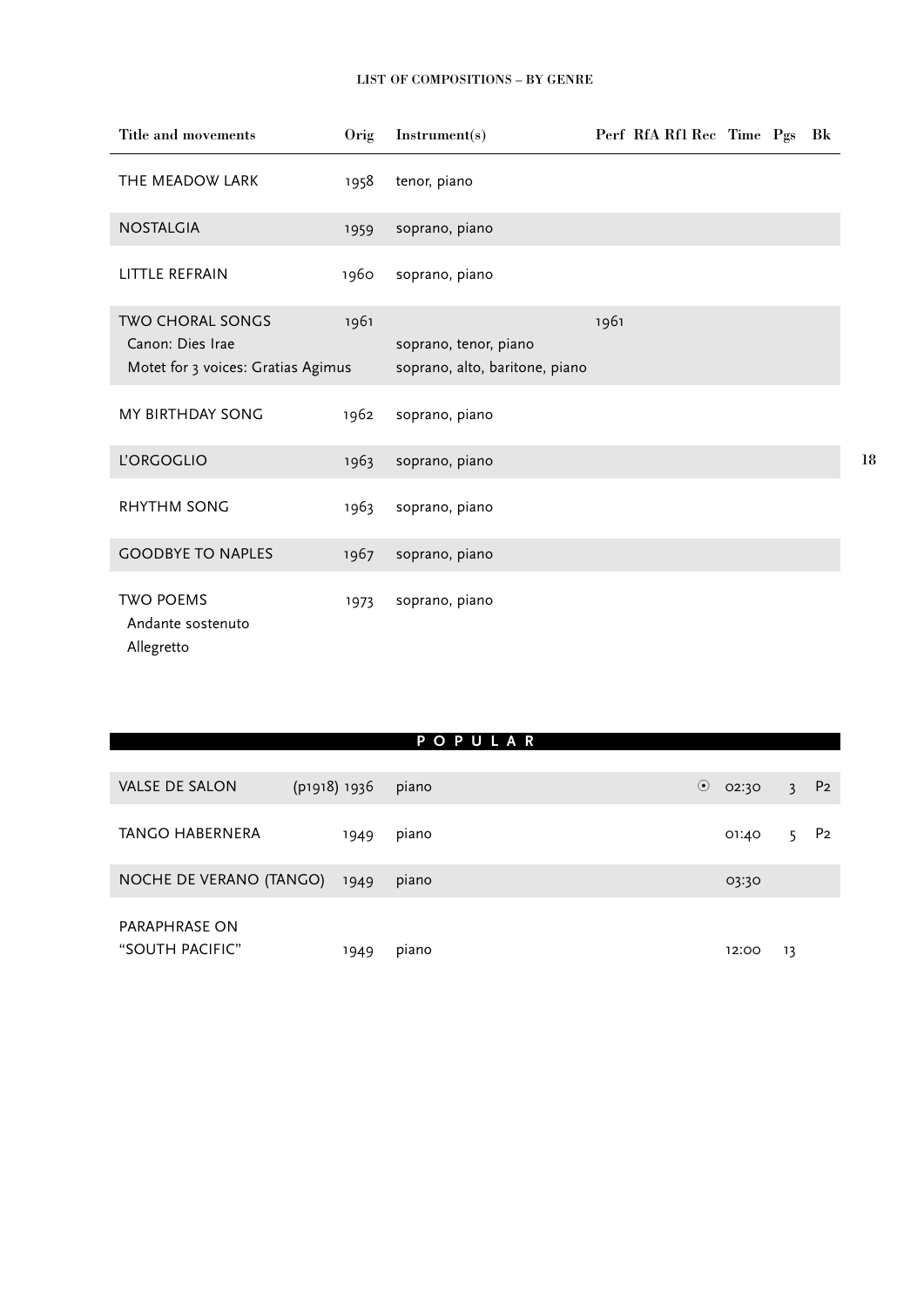| Title and movements | Orig | Instrument(s) | Perf | RfA | Rfl | Rec | Time | Pgs | Bk |
|---|---|---|---|---|---|---|---|---|---|
| THE MEADOW LARK | 1958 | tenor, piano | | | | | | | |
| NOSTALGIA | 1959 | soprano, piano | | | | | | | |
| LITTLE REFRAIN | 1960 | soprano, piano | | | | | | | |
| TWO CHORAL SONGS | 1961 | | 1961 | | | | | | |
| Canon: Dies Irae | | soprano, tenor, piano | | | | | | | |
| Motet for 3 voices: Gratias Agimus | | soprano, alto, baritone, piano | | | | | | | |
| MY BIRTHDAY SONG | 1962 | soprano, piano | | | | | | | |
| L'ORGOGLIO | 1963 | soprano, piano | | | | | | | |
| RHYTHM SONG | 1963 | soprano, piano | | | | | | | |
| GOODBYE TO NAPLES | 1967 | soprano, piano | | | | | | | |
| TWO POEMS | 1973 | soprano, piano | | | | | | | |
| Andante sostenuto | | | | | | | | | |
| Allegretto | | | | | | | | | |

## POPULAR

| Title and movements | Orig | Instrument(s) | Perf | RfA | Rfl | Rec | Time | Pgs | Bk |
|---|---|---|---|---|---|---|---|---|---|
| VALSE DE SALON | (p1918) 1936 | piano | | | | ⦿ | 02:30 | 3 | P2 |
| TANGO HABERNERA | 1949 | piano | | | | | 01:40 | 5 | P2 |
| NOCHE DE VERANO (TANGO) | 1949 | piano | | | | | 03:30 | | |
| PARAPHRASE ON "SOUTH PACIFIC" | 1949 | piano | | | | | 12:00 | 13 | |